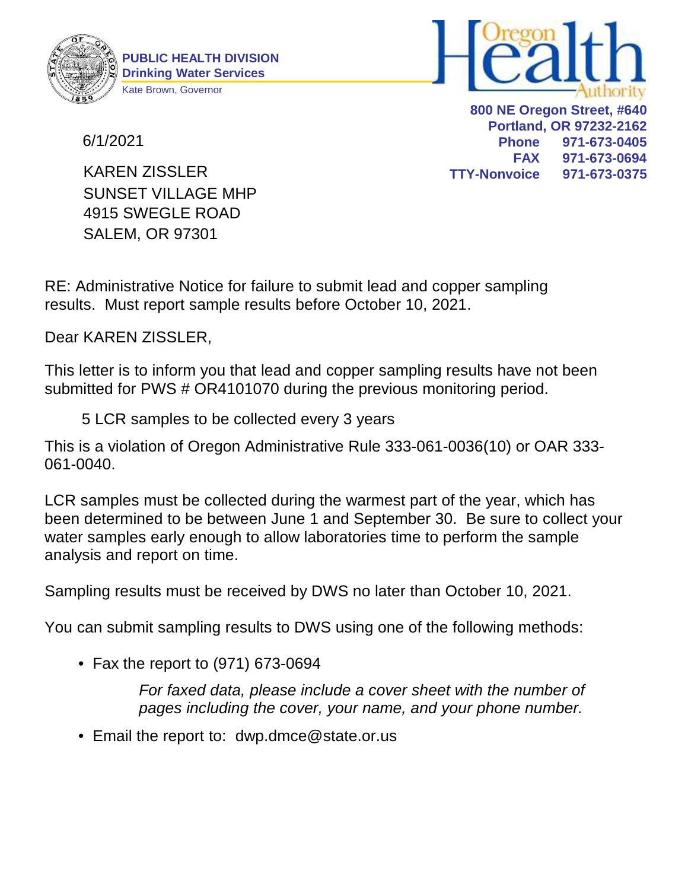**PUBLIC HEALTH DIVISION**
**Drinking Water Services**
Kate Brown, Governor

**Oregon Health Authority**

**800 NE Oregon Street, #640**
**Portland, OR 97232-2162**
**Phone 971-673-0405**
**FAX 971-673-0694**
**TTY-Nonvoice 971-673-0375**

6/1/2021

KAREN ZISSLER
SUNSET VILLAGE MHP
4915 SWEGLE ROAD
SALEM, OR 97301

RE: Administrative Notice for failure to submit lead and copper sampling results. Must report sample results before October 10, 2021.

Dear KAREN ZISSLER,

This letter is to inform you that lead and copper sampling results have not been submitted for PWS # OR4101070 during the previous monitoring period.

5 LCR samples to be collected every 3 years

This is a violation of Oregon Administrative Rule 333-061-0036(10) or OAR 333-061-0040.

LCR samples must be collected during the warmest part of the year, which has been determined to be between June 1 and September 30. Be sure to collect your water samples early enough to allow laboratories time to perform the sample analysis and report on time.

Sampling results must be received by DWS no later than October 10, 2021.

You can submit sampling results to DWS using one of the following methods:

- Fax the report to (971) 673-0694

  *For faxed data, please include a cover sheet with the number of pages including the cover, your name, and your phone number.*

- Email the report to: dwp.dmce@state.or.us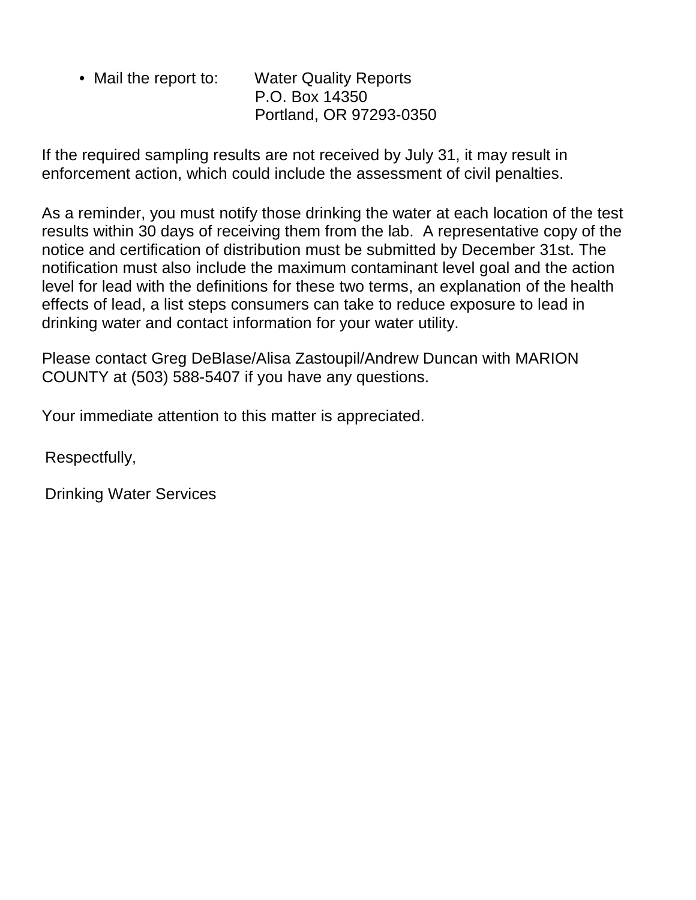- Mail the report to: Water Quality Reports
  P.O. Box 14350
  Portland, OR 97293-0350

If the required sampling results are not received by July 31, it may result in enforcement action, which could include the assessment of civil penalties.

As a reminder, you must notify those drinking the water at each location of the test results within 30 days of receiving them from the lab. A representative copy of the notice and certification of distribution must be submitted by December 31st. The notification must also include the maximum contaminant level goal and the action level for lead with the definitions for these two terms, an explanation of the health effects of lead, a list steps consumers can take to reduce exposure to lead in drinking water and contact information for your water utility.

Please contact Greg DeBlase/Alisa Zastoupil/Andrew Duncan with MARION COUNTY at (503) 588-5407 if you have any questions.

Your immediate attention to this matter is appreciated.

Respectfully,

Drinking Water Services